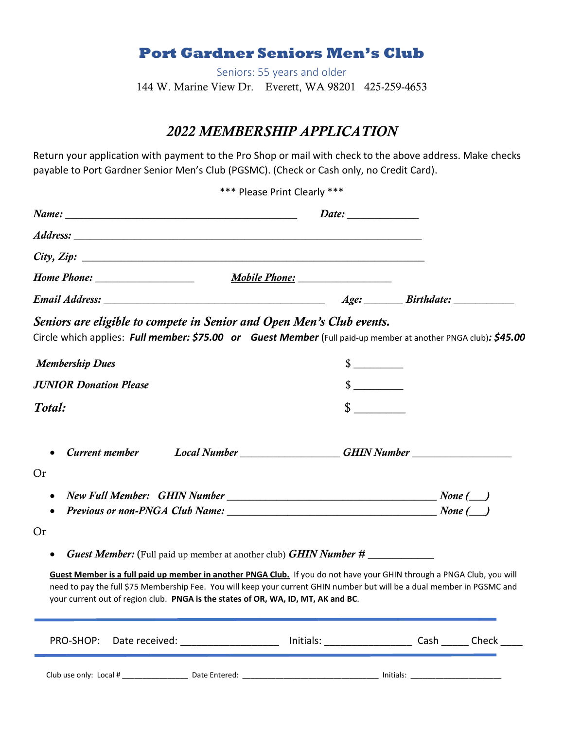# Port Gardner Seniors Men's Club

Seniors: 55 years and older

144 W. Marine View Dr. Everett, WA 98201 425-259-4653

## *2022 MEMBERSHIP APPLICATION*

Return your application with payment to the Pro Shop or mail with check to the above address. Make checks payable to Port Gardner Senior Men's Club (PGSMC). (Check or Cash only, no Credit Card).

\*\*\* Please Print Clearly \*\*\*

***Name:*** ___________________________________________ ***Date:*** _____________

***Address:*** _________________________________________________________________

***City, Zip:*** _______________________________________________________________

***Home Phone:*** __________________ ***Mobile Phone:*** _________________

***Email Address:*** _________________________________________ ***Age:*** _______ ***Birthdate:*** ___________

***Seniors are eligible to compete in Senior and Open Men's Club events.***

Circle which applies: ***Full member: $75.00 or Guest Member*** (Full paid-up member at another PNGA club)***: $45.00***

***Membership Dues*** $ _________

***JUNIOR Donation Please*** $ _________

***Total:*** $ _________

- ***Current member*** ***Local Number*** __________________ ***GHIN Number*** __________________

Or

- ***New Full Member: GHIN Number*** _______________________________________ ***None (___)***
- ***Previous or non-PNGA Club Name:*** _____________________________________ ***None (___)***

Or

- ***Guest Member:*** (Full paid up member at another club) ***GHIN Number #*** ____________

**Guest Member is a full paid up member in another PNGA Club.** If you do not have your GHIN through a PNGA Club, you will need to pay the full $75 Membership Fee. You will keep your current GHIN number but will be a dual member in PGSMC and your current out of region club. **PNGA is the states of OR, WA, ID, MT, AK and BC**.

---

PRO-SHOP: Date received: _________________ Initials: _______________ Cash _____ Check ____

---

Club use only: Local # _______________ Date Entered: ______________________________ Initials: ____________________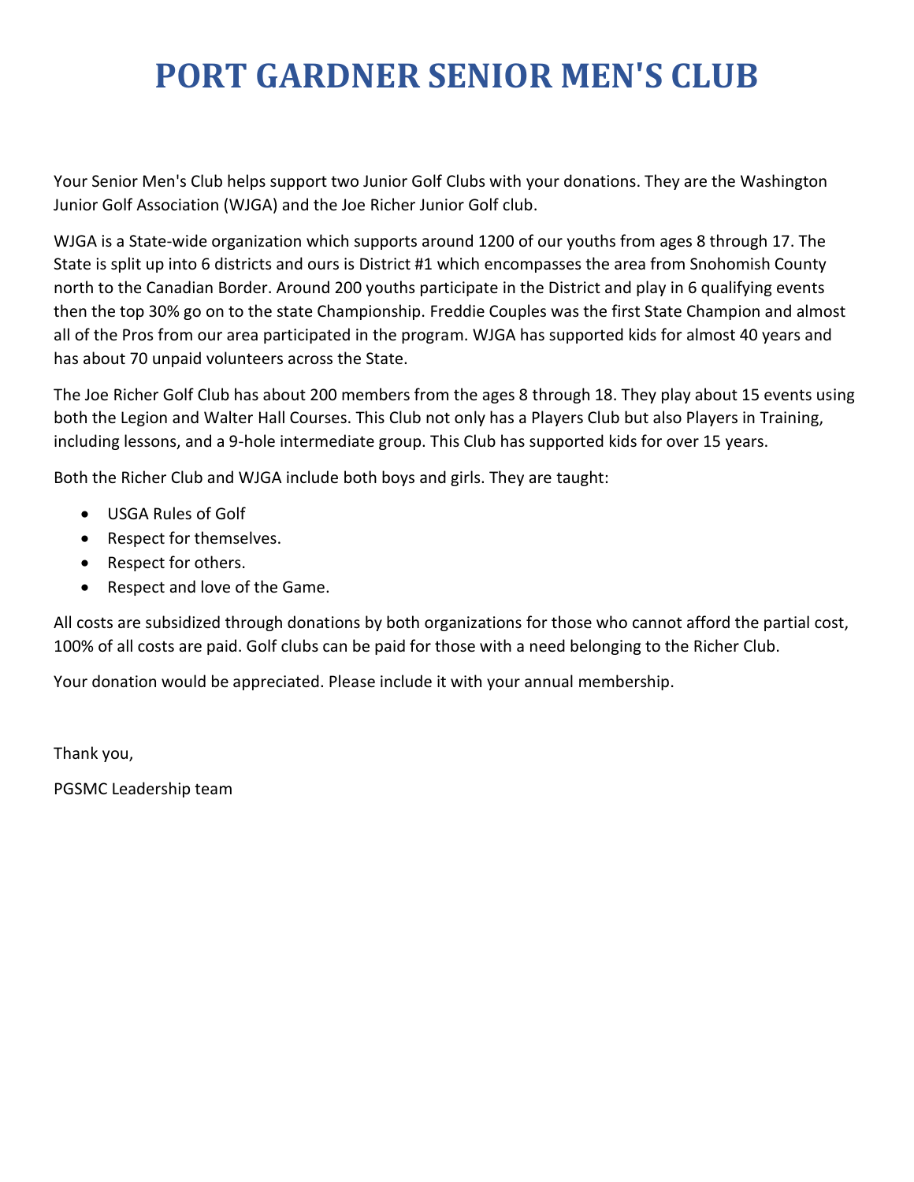# PORT GARDNER SENIOR MEN'S CLUB

Your Senior Men's Club helps support two Junior Golf Clubs with your donations. They are the Washington Junior Golf Association (WJGA) and the Joe Richer Junior Golf club.

WJGA is a State-wide organization which supports around 1200 of our youths from ages 8 through 17. The State is split up into 6 districts and ours is District #1 which encompasses the area from Snohomish County north to the Canadian Border. Around 200 youths participate in the District and play in 6 qualifying events then the top 30% go on to the state Championship. Freddie Couples was the first State Champion and almost all of the Pros from our area participated in the program. WJGA has supported kids for almost 40 years and has about 70 unpaid volunteers across the State.

The Joe Richer Golf Club has about 200 members from the ages 8 through 18. They play about 15 events using both the Legion and Walter Hall Courses. This Club not only has a Players Club but also Players in Training, including lessons, and a 9-hole intermediate group. This Club has supported kids for over 15 years.

Both the Richer Club and WJGA include both boys and girls. They are taught:

- USGA Rules of Golf
- Respect for themselves.
- Respect for others.
- Respect and love of the Game.

All costs are subsidized through donations by both organizations for those who cannot afford the partial cost, 100% of all costs are paid. Golf clubs can be paid for those with a need belonging to the Richer Club.

Your donation would be appreciated. Please include it with your annual membership.

Thank you,

PGSMC Leadership team